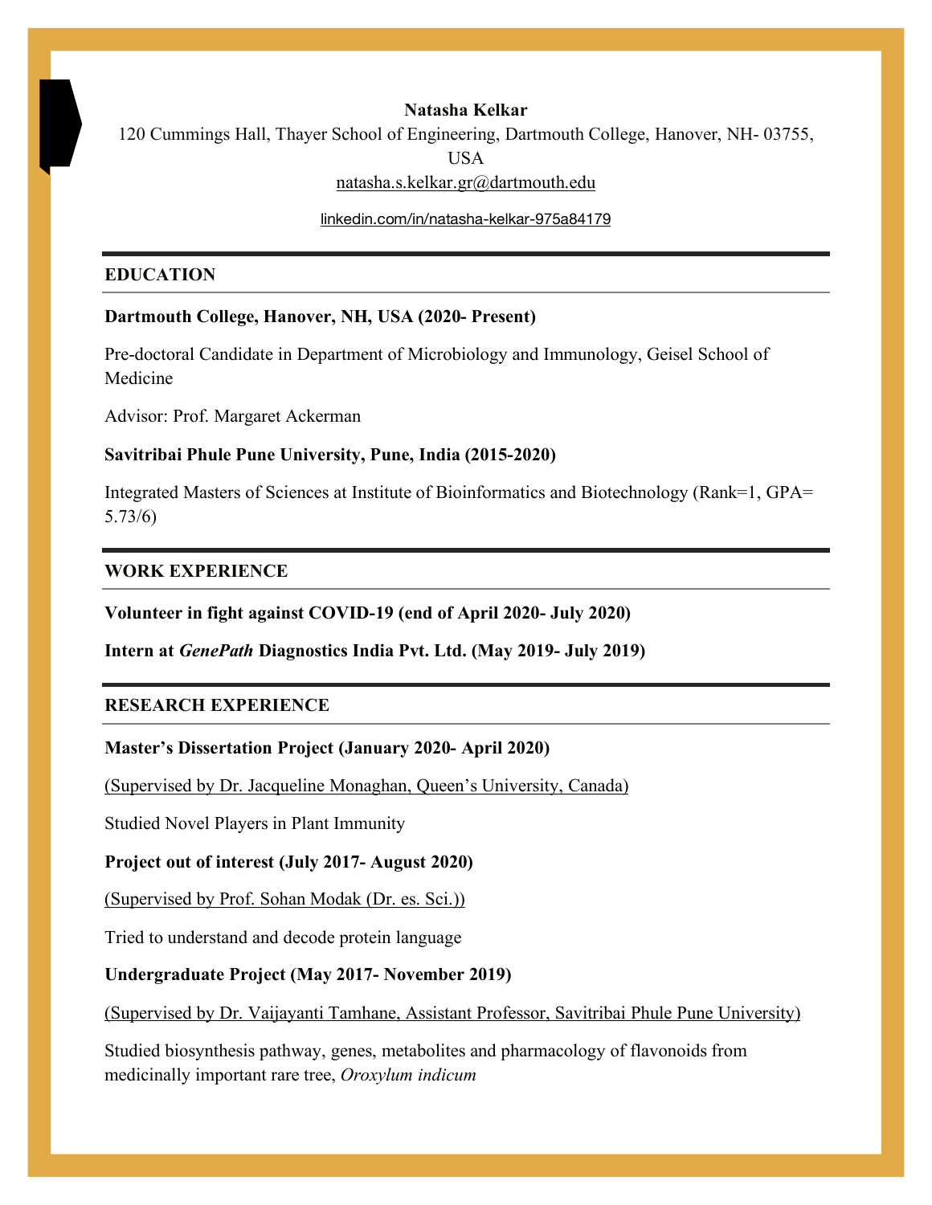**Natasha Kelkar**

120 Cummings Hall, Thayer School of Engineering, Dartmouth College, Hanover, NH- 03755, USA

natasha.s.kelkar.gr@dartmouth.edu

linkedin.com/in/natasha-kelkar-975a84179

## EDUCATION

**Dartmouth College, Hanover, NH, USA (2020- Present)**

Pre-doctoral Candidate in Department of Microbiology and Immunology, Geisel School of Medicine

Advisor: Prof. Margaret Ackerman

**Savitribai Phule Pune University, Pune, India (2015-2020)**

Integrated Masters of Sciences at Institute of Bioinformatics and Biotechnology (Rank=1, GPA= 5.73/6)

## WORK EXPERIENCE

**Volunteer in fight against COVID-19 (end of April 2020- July 2020)**

**Intern at *GenePath* Diagnostics India Pvt. Ltd. (May 2019- July 2019)**

## RESEARCH EXPERIENCE

**Master's Dissertation Project (January 2020- April 2020)**

(Supervised by Dr. Jacqueline Monaghan, Queen's University, Canada)

Studied Novel Players in Plant Immunity

**Project out of interest (July 2017- August 2020)**

(Supervised by Prof. Sohan Modak (Dr. es. Sci.))

Tried to understand and decode protein language

**Undergraduate Project (May 2017- November 2019)**

(Supervised by Dr. Vaijayanti Tamhane, Assistant Professor, Savitribai Phule Pune University)

Studied biosynthesis pathway, genes, metabolites and pharmacology of flavonoids from medicinally important rare tree, *Oroxylum indicum*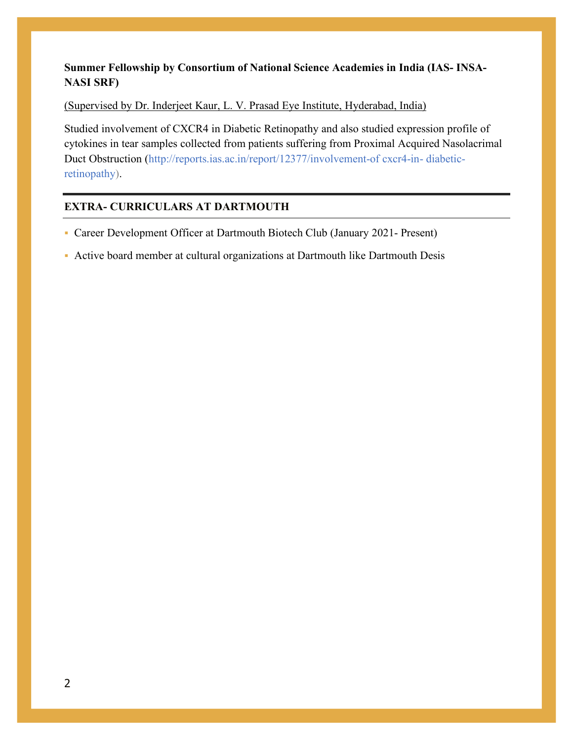**Summer Fellowship by Consortium of National Science Academies in India (IAS- INSA-NASI SRF)**

(Supervised by Dr. Inderjeet Kaur, L. V. Prasad Eye Institute, Hyderabad, India)

Studied involvement of CXCR4 in Diabetic Retinopathy and also studied expression profile of cytokines in tear samples collected from patients suffering from Proximal Acquired Nasolacrimal Duct Obstruction (http://reports.ias.ac.in/report/12377/involvement-of cxcr4-in- diabetic-retinopathy).

## EXTRA- CURRICULARS AT DARTMOUTH

- Career Development Officer at Dartmouth Biotech Club (January 2021- Present)
- Active board member at cultural organizations at Dartmouth like Dartmouth Desis